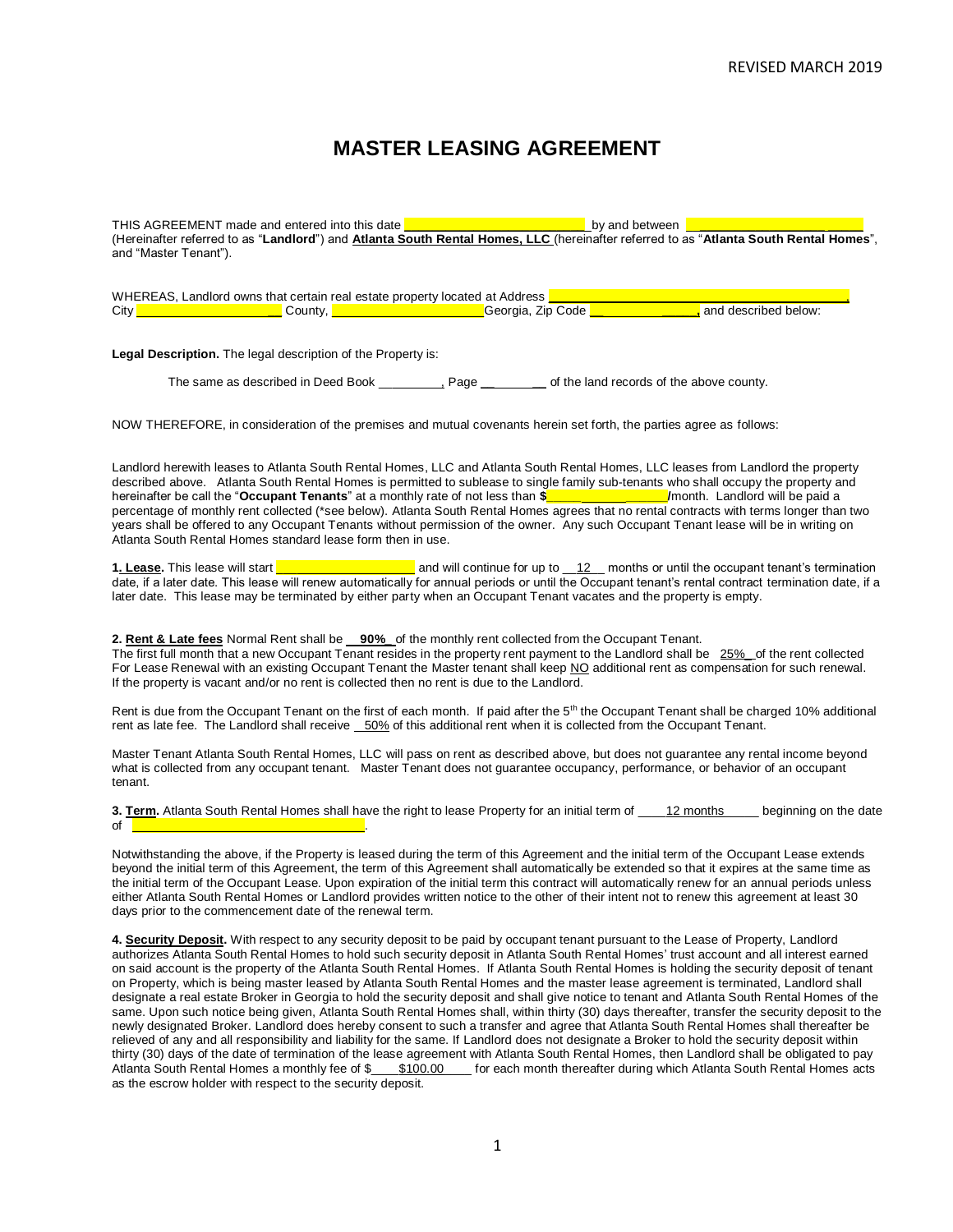REVISED MARCH 2019

# MASTER LEASING AGREEMENT

THIS AGREEMENT made and entered into this date ___________________________ by and between ___________________________ (Hereinafter referred to as "**Landlord**") and **Atlanta South Rental Homes, LLC** (hereinafter referred to as "**Atlanta South Rental Homes**", and "Master Tenant").

WHEREAS, Landlord owns that certain real estate property located at Address ___________________________________________, City ______________________ County, ______________________ Georgia, Zip Code ______________, and described below:

**Legal Description.** The legal description of the Property is:

The same as described in Deed Book _________, Page __________ of the land records of the above county.

NOW THEREFORE, in consideration of the premises and mutual covenants herein set forth, the parties agree as follows:

Landlord herewith leases to Atlanta South Rental Homes, LLC and Atlanta South Rental Homes, LLC leases from Landlord the property described above. Atlanta South Rental Homes is permitted to sublease to single family sub-tenants who shall occupy the property and hereinafter be call the "**Occupant Tenants**" at a monthly rate of not less than **$__________________/**month. Landlord will be paid a percentage of monthly rent collected (*see below). Atlanta South Rental Homes agrees that no rental contracts with terms longer than two years shall be offered to any Occupant Tenants without permission of the owner. Any such Occupant Tenant lease will be in writing on Atlanta South Rental Homes standard lease form then in use.

**1. Lease.** This lease will start ____________________ and will continue for up to 12 months or until the occupant tenant's termination date, if a later date. This lease will renew automatically for annual periods or until the Occupant tenant's rental contract termination date, if a later date. This lease may be terminated by either party when an Occupant Tenant vacates and the property is empty.

**2. Rent & Late fees** Normal Rent shall be **90%** of the monthly rent collected from the Occupant Tenant.
The first full month that a new Occupant Tenant resides in the property rent payment to the Landlord shall be 25% of the rent collected
For Lease Renewal with an existing Occupant Tenant the Master tenant shall keep NO additional rent as compensation for such renewal.
If the property is vacant and/or no rent is collected then no rent is due to the Landlord.

Rent is due from the Occupant Tenant on the first of each month. If paid after the 5th the Occupant Tenant shall be charged 10% additional rent as late fee. The Landlord shall receive 50% of this additional rent when it is collected from the Occupant Tenant.

Master Tenant Atlanta South Rental Homes, LLC will pass on rent as described above, but does not guarantee any rental income beyond what is collected from any occupant tenant. Master Tenant does not guarantee occupancy, performance, or behavior of an occupant tenant.

**3. Term.** Atlanta South Rental Homes shall have the right to lease Property for an initial term of 12 months beginning on the date of ________________________________.

Notwithstanding the above, if the Property is leased during the term of this Agreement and the initial term of the Occupant Lease extends beyond the initial term of this Agreement, the term of this Agreement shall automatically be extended so that it expires at the same time as the initial term of the Occupant Lease. Upon expiration of the initial term this contract will automatically renew for an annual periods unless either Atlanta South Rental Homes or Landlord provides written notice to the other of their intent not to renew this agreement at least 30 days prior to the commencement date of the renewal term.

**4. Security Deposit.** With respect to any security deposit to be paid by occupant tenant pursuant to the Lease of Property, Landlord authorizes Atlanta South Rental Homes to hold such security deposit in Atlanta South Rental Homes' trust account and all interest earned on said account is the property of the Atlanta South Rental Homes. If Atlanta South Rental Homes is holding the security deposit of tenant on Property, which is being master leased by Atlanta South Rental Homes and the master lease agreement is terminated, Landlord shall designate a real estate Broker in Georgia to hold the security deposit and shall give notice to tenant and Atlanta South Rental Homes of the same. Upon such notice being given, Atlanta South Rental Homes shall, within thirty (30) days thereafter, transfer the security deposit to the newly designated Broker. Landlord does hereby consent to such a transfer and agree that Atlanta South Rental Homes shall thereafter be relieved of any and all responsibility and liability for the same. If Landlord does not designate a Broker to hold the security deposit within thirty (30) days of the date of termination of the lease agreement with Atlanta South Rental Homes, then Landlord shall be obligated to pay Atlanta South Rental Homes a monthly fee of $ $100.00 for each month thereafter during which Atlanta South Rental Homes acts as the escrow holder with respect to the security deposit.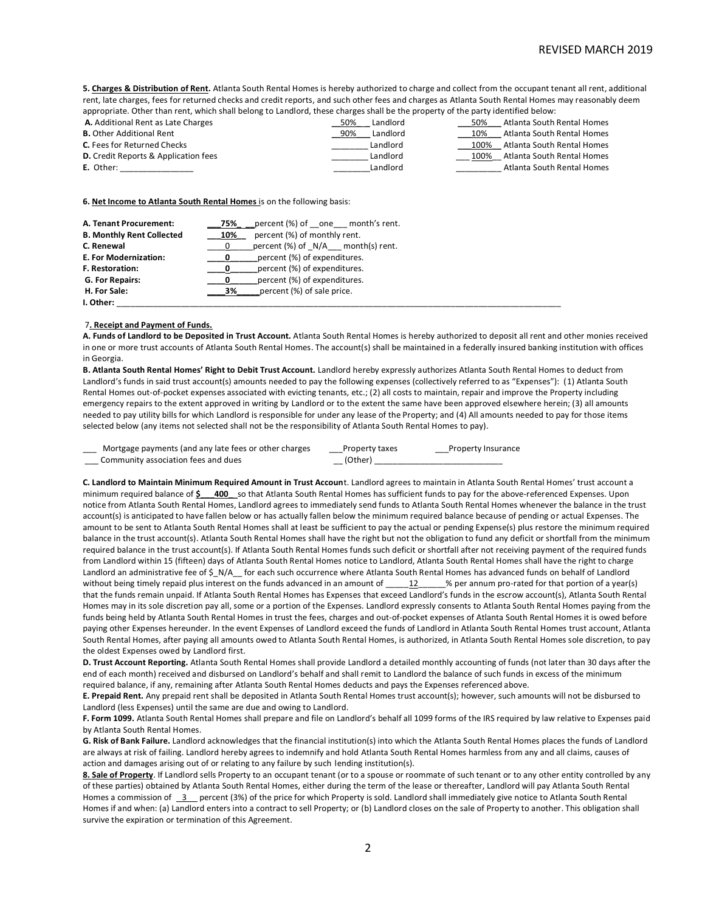**5. Charges & Distribution of Rent.** Atlanta South Rental Homes is hereby authorized to charge and collect from the occupant tenant all rent, additional rent, late charges, fees for returned checks and credit reports, and such other fees and charges as Atlanta South Rental Homes may reasonably deem appropriate. Other than rent, which shall belong to Landlord, these charges shall be the property of the party identified below:

| | | |
|---|---|---|
| **A.** Additional Rent as Late Charges | __50%___ Landlord | ___50%___ Atlanta South Rental Homes |
| **B.** Other Additional Rent | __90%___ Landlord | ___10%___ Atlanta South Rental Homes |
| **C.** Fees for Returned Checks | ________ Landlord | ___100%__ Atlanta South Rental Homes |
| **D.** Credit Reports & Application fees | ________ Landlord | ___ 100%__ Atlanta South Rental Homes |
| **E.** Other: ________________ | ________Landlord | __________ Atlanta South Rental Homes |

**6. Net Income to Atlanta South Rental Homes** is on the following basis:

| | |
|---|---|
| **A. Tenant Procurement:** | ___75%_ __percent (%) of __one___ month's rent. |
| **B. Monthly Rent Collected** | ___10%__ percent (%) of monthly rent. |
| **C. Renewal** | _____0_____percent (%) of _N/A___ month(s) rent. |
| **E. For Modernization:** | ____0______percent (%) of expenditures. |
| **F. Restoration:** | ____0______percent (%) of expenditures. |
| **G. For Repairs:** | ____0______percent (%) of expenditures. |
| **H. For Sale:** | ____3%_____percent (%) of sale price. |

**I. Other:** ______________________________________________________________________________________________

**7. Receipt and Payment of Funds.**

**A. Funds of Landlord to be Deposited in Trust Account.** Atlanta South Rental Homes is hereby authorized to deposit all rent and other monies received in one or more trust accounts of Atlanta South Rental Homes. The account(s) shall be maintained in a federally insured banking institution with offices in Georgia.

**B. Atlanta South Rental Homes' Right to Debit Trust Account.** Landlord hereby expressly authorizes Atlanta South Rental Homes to deduct from Landlord's funds in said trust account(s) amounts needed to pay the following expenses (collectively referred to as "Expenses"): (1) Atlanta South Rental Homes out-of-pocket expenses associated with evicting tenants, etc.; (2) all costs to maintain, repair and improve the Property including emergency repairs to the extent approved in writing by Landlord or to the extent the same have been approved elsewhere herein; (3) all amounts needed to pay utility bills for which Landlord is responsible for under any lease of the Property; and (4) All amounts needed to pay for those items selected below (any items not selected shall not be the responsibility of Atlanta South Rental Homes to pay).

___ Mortgage payments (and any late fees or other charges ___Property taxes ___Property Insurance
___ Community association fees and dues __ (Other) ___________________________

**C. Landlord to Maintain Minimum Required Amount in Trust Account.** Landlord agrees to maintain in Atlanta South Rental Homes' trust account a minimum required balance of **$___400__** so that Atlanta South Rental Homes has sufficient funds to pay for the above-referenced Expenses. Upon notice from Atlanta South Rental Homes, Landlord agrees to immediately send funds to Atlanta South Rental Homes whenever the balance in the trust account(s) is anticipated to have fallen below or has actually fallen below the minimum required balance because of pending or actual Expenses. The amount to be sent to Atlanta South Rental Homes shall at least be sufficient to pay the actual or pending Expense(s) plus restore the minimum required balance in the trust account(s). Atlanta South Rental Homes shall have the right but not the obligation to fund any deficit or shortfall from the minimum required balance in the trust account(s). If Atlanta South Rental Homes funds such deficit or shortfall after not receiving payment of the required funds from Landlord within 15 (fifteen) days of Atlanta South Rental Homes notice to Landlord, Atlanta South Rental Homes shall have the right to charge Landlord an administrative fee of $_N/A__ for each such occurrence where Atlanta South Rental Homes has advanced funds on behalf of Landlord without being timely repaid plus interest on the funds advanced in an amount of _____12______% per annum pro-rated for that portion of a year(s) that the funds remain unpaid. If Atlanta South Rental Homes has Expenses that exceed Landlord's funds in the escrow account(s), Atlanta South Rental Homes may in its sole discretion pay all, some or a portion of the Expenses. Landlord expressly consents to Atlanta South Rental Homes paying from the funds being held by Atlanta South Rental Homes in trust the fees, charges and out-of-pocket expenses of Atlanta South Rental Homes it is owed before paying other Expenses hereunder. In the event Expenses of Landlord exceed the funds of Landlord in Atlanta South Rental Homes trust account, Atlanta South Rental Homes, after paying all amounts owed to Atlanta South Rental Homes, is authorized, in Atlanta South Rental Homes sole discretion, to pay the oldest Expenses owed by Landlord first.

**D. Trust Account Reporting.** Atlanta South Rental Homes shall provide Landlord a detailed monthly accounting of funds (not later than 30 days after the end of each month) received and disbursed on Landlord's behalf and shall remit to Landlord the balance of such funds in excess of the minimum required balance, if any, remaining after Atlanta South Rental Homes deducts and pays the Expenses referenced above.

**E. Prepaid Rent.** Any prepaid rent shall be deposited in Atlanta South Rental Homes trust account(s); however, such amounts will not be disbursed to Landlord (less Expenses) until the same are due and owing to Landlord.

**F. Form 1099.** Atlanta South Rental Homes shall prepare and file on Landlord's behalf all 1099 forms of the IRS required by law relative to Expenses paid by Atlanta South Rental Homes.

**G. Risk of Bank Failure.** Landlord acknowledges that the financial institution(s) into which the Atlanta South Rental Homes places the funds of Landlord are always at risk of failing. Landlord hereby agrees to indemnify and hold Atlanta South Rental Homes harmless from any and all claims, causes of action and damages arising out of or relating to any failure by such lending institution(s).

**8. Sale of Property**. If Landlord sells Property to an occupant tenant (or to a spouse or roommate of such tenant or to any other entity controlled by any of these parties) obtained by Atlanta South Rental Homes, either during the term of the lease or thereafter, Landlord will pay Atlanta South Rental Homes a commission of __3___ percent (3%) of the price for which Property is sold. Landlord shall immediately give notice to Atlanta South Rental Homes if and when: (a) Landlord enters into a contract to sell Property; or (b) Landlord closes on the sale of Property to another. This obligation shall survive the expiration or termination of this Agreement.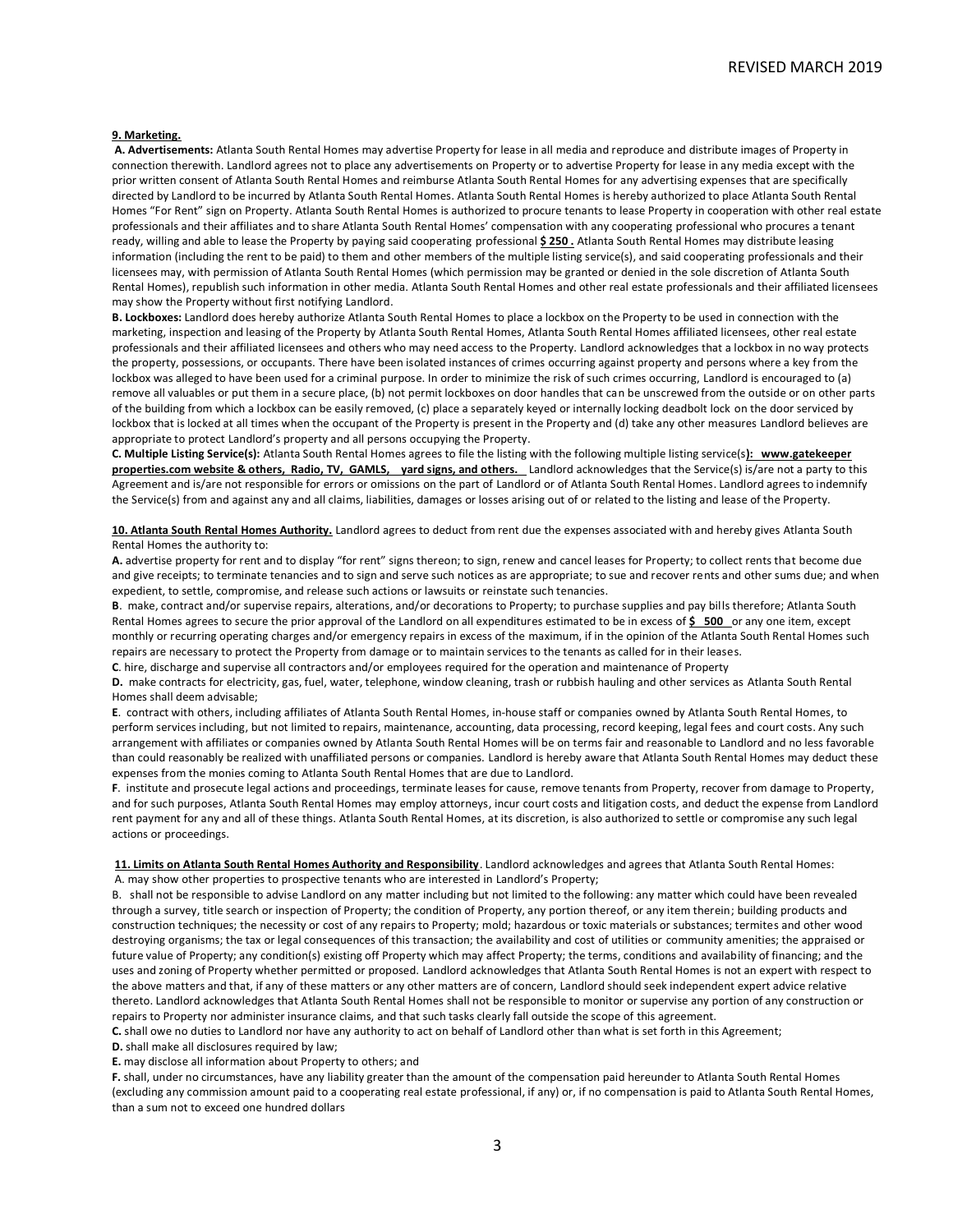**9. Marketing.**

**A. Advertisements:** Atlanta South Rental Homes may advertise Property for lease in all media and reproduce and distribute images of Property in connection therewith. Landlord agrees not to place any advertisements on Property or to advertise Property for lease in any media except with the prior written consent of Atlanta South Rental Homes and reimburse Atlanta South Rental Homes for any advertising expenses that are specifically directed by Landlord to be incurred by Atlanta South Rental Homes. Atlanta South Rental Homes is hereby authorized to place Atlanta South Rental Homes "For Rent" sign on Property. Atlanta South Rental Homes is authorized to procure tenants to lease Property in cooperation with other real estate professionals and their affiliates and to share Atlanta South Rental Homes' compensation with any cooperating professional who procures a tenant ready, willing and able to lease the Property by paying said cooperating professional **$ 250 .** Atlanta South Rental Homes may distribute leasing information (including the rent to be paid) to them and other members of the multiple listing service(s), and said cooperating professionals and their licensees may, with permission of Atlanta South Rental Homes (which permission may be granted or denied in the sole discretion of Atlanta South Rental Homes), republish such information in other media. Atlanta South Rental Homes and other real estate professionals and their affiliated licensees may show the Property without first notifying Landlord.

**B. Lockboxes:** Landlord does hereby authorize Atlanta South Rental Homes to place a lockbox on the Property to be used in connection with the marketing, inspection and leasing of the Property by Atlanta South Rental Homes, Atlanta South Rental Homes affiliated licensees, other real estate professionals and their affiliated licensees and others who may need access to the Property. Landlord acknowledges that a lockbox in no way protects the property, possessions, or occupants. There have been isolated instances of crimes occurring against property and persons where a key from the lockbox was alleged to have been used for a criminal purpose. In order to minimize the risk of such crimes occurring, Landlord is encouraged to (a) remove all valuables or put them in a secure place, (b) not permit lockboxes on door handles that can be unscrewed from the outside or on other parts of the building from which a lockbox can be easily removed, (c) place a separately keyed or internally locking deadbolt lock on the door serviced by lockbox that is locked at all times when the occupant of the Property is present in the Property and (d) take any other measures Landlord believes are appropriate to protect Landlord's property and all persons occupying the Property.

**C. Multiple Listing Service(s):** Atlanta South Rental Homes agrees to file the listing with the following multiple listing service(s**): www.gatekeeper properties.com website & others, Radio, TV, GAMLS, yard signs, and others.** Landlord acknowledges that the Service(s) is/are not a party to this Agreement and is/are not responsible for errors or omissions on the part of Landlord or of Atlanta South Rental Homes. Landlord agrees to indemnify the Service(s) from and against any and all claims, liabilities, damages or losses arising out of or related to the listing and lease of the Property.

**10. Atlanta South Rental Homes Authority.** Landlord agrees to deduct from rent due the expenses associated with and hereby gives Atlanta South Rental Homes the authority to:

**A.** advertise property for rent and to display "for rent" signs thereon; to sign, renew and cancel leases for Property; to collect rents that become due and give receipts; to terminate tenancies and to sign and serve such notices as are appropriate; to sue and recover rents and other sums due; and when expedient, to settle, compromise, and release such actions or lawsuits or reinstate such tenancies.

**B**. make, contract and/or supervise repairs, alterations, and/or decorations to Property; to purchase supplies and pay bills therefore; Atlanta South Rental Homes agrees to secure the prior approval of the Landlord on all expenditures estimated to be in excess of **$ 500** or any one item, except monthly or recurring operating charges and/or emergency repairs in excess of the maximum, if in the opinion of the Atlanta South Rental Homes such repairs are necessary to protect the Property from damage or to maintain services to the tenants as called for in their leases.

**C**. hire, discharge and supervise all contractors and/or employees required for the operation and maintenance of Property

**D.** make contracts for electricity, gas, fuel, water, telephone, window cleaning, trash or rubbish hauling and other services as Atlanta South Rental Homes shall deem advisable;

**E**. contract with others, including affiliates of Atlanta South Rental Homes, in-house staff or companies owned by Atlanta South Rental Homes, to perform services including, but not limited to repairs, maintenance, accounting, data processing, record keeping, legal fees and court costs. Any such arrangement with affiliates or companies owned by Atlanta South Rental Homes will be on terms fair and reasonable to Landlord and no less favorable than could reasonably be realized with unaffiliated persons or companies. Landlord is hereby aware that Atlanta South Rental Homes may deduct these expenses from the monies coming to Atlanta South Rental Homes that are due to Landlord.

**F**. institute and prosecute legal actions and proceedings, terminate leases for cause, remove tenants from Property, recover from damage to Property, and for such purposes, Atlanta South Rental Homes may employ attorneys, incur court costs and litigation costs, and deduct the expense from Landlord rent payment for any and all of these things. Atlanta South Rental Homes, at its discretion, is also authorized to settle or compromise any such legal actions or proceedings.

**11. Limits on Atlanta South Rental Homes Authority and Responsibility**. Landlord acknowledges and agrees that Atlanta South Rental Homes:

A. may show other properties to prospective tenants who are interested in Landlord's Property;

B. shall not be responsible to advise Landlord on any matter including but not limited to the following: any matter which could have been revealed through a survey, title search or inspection of Property; the condition of Property, any portion thereof, or any item therein; building products and construction techniques; the necessity or cost of any repairs to Property; mold; hazardous or toxic materials or substances; termites and other wood destroying organisms; the tax or legal consequences of this transaction; the availability and cost of utilities or community amenities; the appraised or future value of Property; any condition(s) existing off Property which may affect Property; the terms, conditions and availability of financing; and the uses and zoning of Property whether permitted or proposed. Landlord acknowledges that Atlanta South Rental Homes is not an expert with respect to the above matters and that, if any of these matters or any other matters are of concern, Landlord should seek independent expert advice relative thereto. Landlord acknowledges that Atlanta South Rental Homes shall not be responsible to monitor or supervise any portion of any construction or repairs to Property nor administer insurance claims, and that such tasks clearly fall outside the scope of this agreement.

**C.** shall owe no duties to Landlord nor have any authority to act on behalf of Landlord other than what is set forth in this Agreement;

**D.** shall make all disclosures required by law;

**E.** may disclose all information about Property to others; and

**F.** shall, under no circumstances, have any liability greater than the amount of the compensation paid hereunder to Atlanta South Rental Homes (excluding any commission amount paid to a cooperating real estate professional, if any) or, if no compensation is paid to Atlanta South Rental Homes, than a sum not to exceed one hundred dollars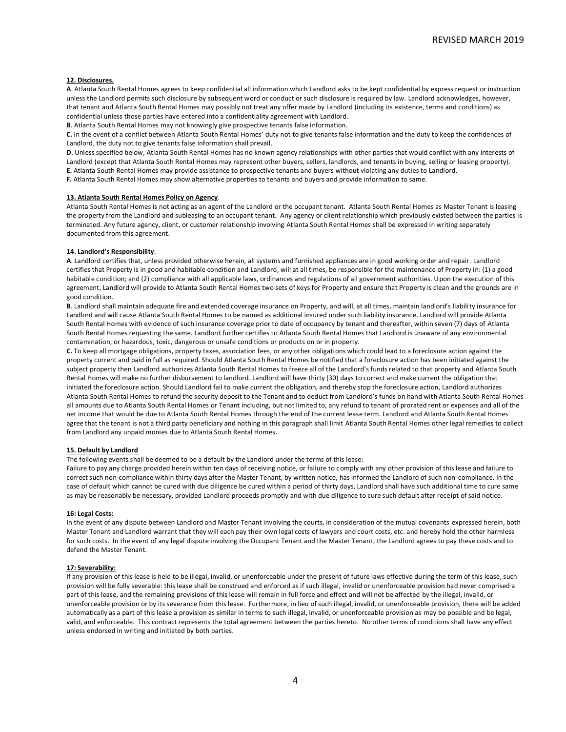**12. Disclosures.**

**A**. Atlanta South Rental Homes agrees to keep confidential all information which Landlord asks to be kept confidential by express request or instruction unless the Landlord permits such disclosure by subsequent word or conduct or such disclosure is required by law. Landlord acknowledges, however, that tenant and Atlanta South Rental Homes may possibly not treat any offer made by Landlord (including its existence, terms and conditions) as confidential unless those parties have entered into a confidentiality agreement with Landlord.

**B**. Atlanta South Rental Homes may not knowingly give prospective tenants false information.

**C.** In the event of a conflict between Atlanta South Rental Homes' duty not to give tenants false information and the duty to keep the confidences of Landlord, the duty not to give tenants false information shall prevail.

**D.** Unless specified below, Atlanta South Rental Homes has no known agency relationships with other parties that would conflict with any interests of Landlord (except that Atlanta South Rental Homes may represent other buyers, sellers, landlords, and tenants in buying, selling or leasing property).

**E.** Atlanta South Rental Homes may provide assistance to prospective tenants and buyers without violating any duties to Landlord.

**F.** Atlanta South Rental Homes may show alternative properties to tenants and buyers and provide information to same.

**13. Atlanta South Rental Homes Policy on Agency**.

Atlanta South Rental Homes is not acting as an agent of the Landlord or the occupant tenant. Atlanta South Rental Homes as Master Tenant is leasing the property from the Landlord and subleasing to an occupant tenant. Any agency or client relationship which previously existed between the parties is terminated. Any future agency, client, or customer relationship involving Atlanta South Rental Homes shall be expressed in writing separately documented from this agreement.

**14. Landlord's Responsibility**.

**A**. Landlord certifies that, unless provided otherwise herein, all systems and furnished appliances are in good working order and repair. Landlord certifies that Property is in good and habitable condition and Landlord, will at all times, be responsible for the maintenance of Property in: (1) a good habitable condition; and (2) compliance with all applicable laws, ordinances and regulations of all government authorities. Upon the execution of this agreement, Landlord will provide to Atlanta South Rental Homes two sets of keys for Property and ensure that Property is clean and the grounds are in good condition.

**B**. Landlord shall maintain adequate fire and extended coverage insurance on Property, and will, at all times, maintain landlord's liability insurance for Landlord and will cause Atlanta South Rental Homes to be named as additional insured under such liability insurance. Landlord will provide Atlanta South Rental Homes with evidence of such insurance coverage prior to date of occupancy by tenant and thereafter, within seven (7) days of Atlanta South Rental Homes requesting the same. Landlord further certifies to Atlanta South Rental Homes that Landlord is unaware of any environmental contamination, or hazardous, toxic, dangerous or unsafe conditions or products on or in property.

**C.** To keep all mortgage obligations, property taxes, association fees, or any other obligations which could lead to a foreclosure action against the property current and paid in full as required. Should Atlanta South Rental Homes be notified that a foreclosure action has been initiated against the subject property then Landlord authorizes Atlanta South Rental Homes to freeze all of the Landlord's funds related to that property and Atlanta South Rental Homes will make no further disbursement to landlord. Landlord will have thirty (30) days to correct and make current the obligation that initiated the foreclosure action. Should Landlord fail to make current the obligation, and thereby stop the foreclosure action, Landlord authorizes Atlanta South Rental Homes to refund the security deposit to the Tenant and to deduct from Landlord's funds on hand with Atlanta South Rental Homes all amounts due to Atlanta South Rental Homes or Tenant including, but not limited to, any refund to tenant of prorated rent or expenses and all of the net income that would be due to Atlanta South Rental Homes through the end of the current lease term. Landlord and Atlanta South Rental Homes agree that the tenant is not a third party beneficiary and nothing in this paragraph shall limit Atlanta South Rental Homes other legal remedies to collect from Landlord any unpaid monies due to Atlanta South Rental Homes.

**15. Default by Landlord**

The following events shall be deemed to be a default by the Landlord under the terms of this lease:

Failure to pay any charge provided herein within ten days of receiving notice, or failure to comply with any other provision of this lease and failure to correct such non-compliance within thirty days after the Master Tenant, by written notice, has informed the Landlord of such non-compliance. In the case of default which cannot be cured with due diligence be cured within a period of thirty days, Landlord shall have such additional time to cure same as may be reasonably be necessary, provided Landlord proceeds promptly and with due diligence to cure such default after receipt of said notice.

**16: Legal Costs:**

In the event of any dispute between Landlord and Master Tenant involving the courts, in consideration of the mutual covenants expressed herein, both Master Tenant and Landlord warrant that they will each pay their own legal costs of lawyers and court costs, etc. and hereby hold the other harmless for such costs. In the event of any legal dispute involving the Occupant Tenant and the Master Tenant, the Landlord agrees to pay these costs and to defend the Master Tenant.

**17: Severability:**

If any provision of this lease is held to be illegal, invalid, or unenforceable under the present of future laws effective during the term of this lease, such provision will be fully severable: this lease shall be construed and enforced as if such illegal, invalid or unenforceable provision had never comprised a part of this lease, and the remaining provisions of this lease will remain in full force and effect and will not be affected by the illegal, invalid, or unenforceable provision or by its severance from this lease. Furthermore, in lieu of such illegal, invalid, or unenforceable provision, there will be added automatically as a part of this lease a provision as similar in terms to such illegal, invalid, or unenforceable provision as may be possible and be legal, valid, and enforceable. This contract represents the total agreement between the parties hereto. No other terms of conditions shall have any effect unless endorsed in writing and initiated by both parties.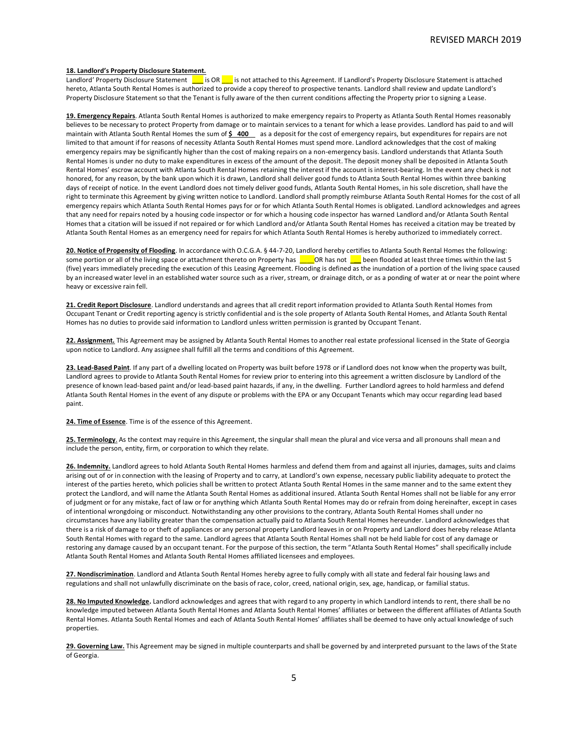**18. Landlord's Property Disclosure Statement.**

Landlord' Property Disclosure Statement ___ is OR ___ is not attached to this Agreement. If Landlord's Property Disclosure Statement is attached hereto, Atlanta South Rental Homes is authorized to provide a copy thereof to prospective tenants. Landlord shall review and update Landlord's Property Disclosure Statement so that the Tenant is fully aware of the then current conditions affecting the Property prior to signing a Lease.

**19. Emergency Repairs**. Atlanta South Rental Homes is authorized to make emergency repairs to Property as Atlanta South Rental Homes reasonably believes to be necessary to protect Property from damage or to maintain services to a tenant for which a lease provides. Landlord has paid to and will maintain with Atlanta South Rental Homes the sum of **$ 400** as a deposit for the cost of emergency repairs, but expenditures for repairs are not limited to that amount if for reasons of necessity Atlanta South Rental Homes must spend more. Landlord acknowledges that the cost of making emergency repairs may be significantly higher than the cost of making repairs on a non-emergency basis. Landlord understands that Atlanta South Rental Homes is under no duty to make expenditures in excess of the amount of the deposit. The deposit money shall be deposited in Atlanta South Rental Homes' escrow account with Atlanta South Rental Homes retaining the interest if the account is interest-bearing. In the event any check is not honored, for any reason, by the bank upon which it is drawn, Landlord shall deliver good funds to Atlanta South Rental Homes within three banking days of receipt of notice. In the event Landlord does not timely deliver good funds, Atlanta South Rental Homes, in his sole discretion, shall have the right to terminate this Agreement by giving written notice to Landlord. Landlord shall promptly reimburse Atlanta South Rental Homes for the cost of all emergency repairs which Atlanta South Rental Homes pays for or for which Atlanta South Rental Homes is obligated. Landlord acknowledges and agrees that any need for repairs noted by a housing code inspector or for which a housing code inspector has warned Landlord and/or Atlanta South Rental Homes that a citation will be issued if not repaired or for which Landlord and/or Atlanta South Rental Homes has received a citation may be treated by Atlanta South Rental Homes as an emergency need for repairs for which Atlanta South Rental Homes is hereby authorized to immediately correct.

**20. Notice of Propensity of Flooding**. In accordance with O.C.G.A. § 44-7-20, Landlord hereby certifies to Atlanta South Rental Homes the following: some portion or all of the living space or attachment thereto on Property has ____OR has not ___ been flooded at least three times within the last 5 (five) years immediately preceding the execution of this Leasing Agreement. Flooding is defined as the inundation of a portion of the living space caused by an increased water level in an established water source such as a river, stream, or drainage ditch, or as a ponding of water at or near the point where heavy or excessive rain fell.

**21. Credit Report Disclosure**. Landlord understands and agrees that all credit report information provided to Atlanta South Rental Homes from Occupant Tenant or Credit reporting agency is strictly confidential and is the sole property of Atlanta South Rental Homes, and Atlanta South Rental Homes has no duties to provide said information to Landlord unless written permission is granted by Occupant Tenant.

**22. Assignment.** This Agreement may be assigned by Atlanta South Rental Homes to another real estate professional licensed in the State of Georgia upon notice to Landlord. Any assignee shall fulfill all the terms and conditions of this Agreement.

**23. Lead-Based Paint**. If any part of a dwelling located on Property was built before 1978 or if Landlord does not know when the property was built, Landlord agrees to provide to Atlanta South Rental Homes for review prior to entering into this agreement a written disclosure by Landlord of the presence of known lead-based paint and/or lead-based paint hazards, if any, in the dwelling. Further Landlord agrees to hold harmless and defend Atlanta South Rental Homes in the event of any dispute or problems with the EPA or any Occupant Tenants which may occur regarding lead based paint.

**24. Time of Essence**. Time is of the essence of this Agreement.

**25. Terminology**. As the context may require in this Agreement, the singular shall mean the plural and vice versa and all pronouns shall mean and include the person, entity, firm, or corporation to which they relate.

**26. Indemnity.** Landlord agrees to hold Atlanta South Rental Homes harmless and defend them from and against all injuries, damages, suits and claims arising out of or in connection with the leasing of Property and to carry, at Landlord's own expense, necessary public liability adequate to protect the interest of the parties hereto, which policies shall be written to protect Atlanta South Rental Homes in the same manner and to the same extent they protect the Landlord, and will name the Atlanta South Rental Homes as additional insured. Atlanta South Rental Homes shall not be liable for any error of judgment or for any mistake, fact of law or for anything which Atlanta South Rental Homes may do or refrain from doing hereinafter, except in cases of intentional wrongdoing or misconduct. Notwithstanding any other provisions to the contrary, Atlanta South Rental Homes shall under no circumstances have any liability greater than the compensation actually paid to Atlanta South Rental Homes hereunder. Landlord acknowledges that there is a risk of damage to or theft of appliances or any personal property Landlord leaves in or on Property and Landlord does hereby release Atlanta South Rental Homes with regard to the same. Landlord agrees that Atlanta South Rental Homes shall not be held liable for cost of any damage or restoring any damage caused by an occupant tenant. For the purpose of this section, the term "Atlanta South Rental Homes" shall specifically include Atlanta South Rental Homes and Atlanta South Rental Homes affiliated licensees and employees.

**27. Nondiscrimination**. Landlord and Atlanta South Rental Homes hereby agree to fully comply with all state and federal fair housing laws and regulations and shall not unlawfully discriminate on the basis of race, color, creed, national origin, sex, age, handicap, or familial status.

**28. No Imputed Knowledge.** Landlord acknowledges and agrees that with regard to any property in which Landlord intends to rent, there shall be no knowledge imputed between Atlanta South Rental Homes and Atlanta South Rental Homes' affiliates or between the different affiliates of Atlanta South Rental Homes. Atlanta South Rental Homes and each of Atlanta South Rental Homes' affiliates shall be deemed to have only actual knowledge of such properties.

**29. Governing Law.** This Agreement may be signed in multiple counterparts and shall be governed by and interpreted pursuant to the laws of the State of Georgia.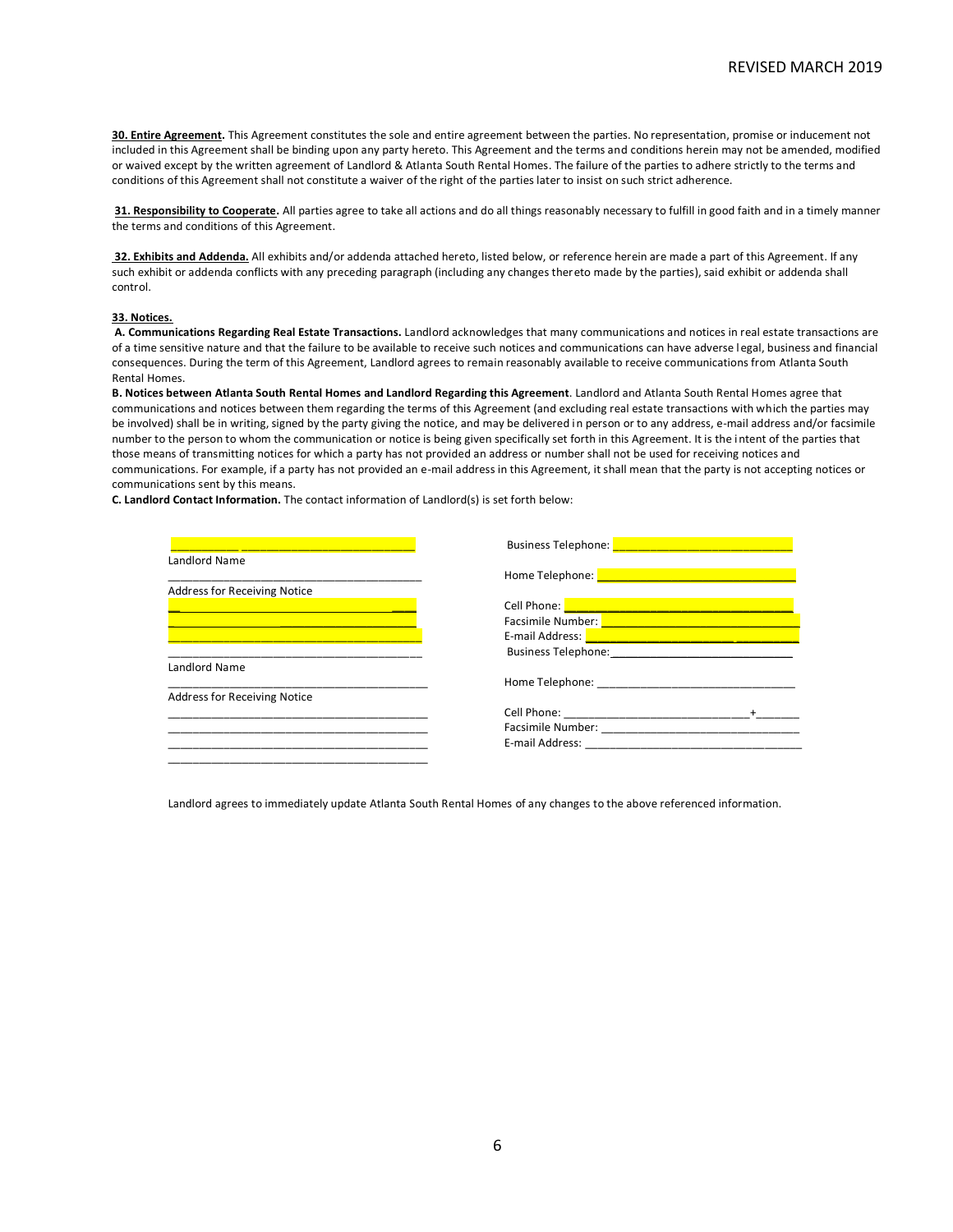**30. Entire Agreement.** This Agreement constitutes the sole and entire agreement between the parties. No representation, promise or inducement not included in this Agreement shall be binding upon any party hereto. This Agreement and the terms and conditions herein may not be amended, modified or waived except by the written agreement of Landlord & Atlanta South Rental Homes. The failure of the parties to adhere strictly to the terms and conditions of this Agreement shall not constitute a waiver of the right of the parties later to insist on such strict adherence.

**31. Responsibility to Cooperate.** All parties agree to take all actions and do all things reasonably necessary to fulfill in good faith and in a timely manner the terms and conditions of this Agreement.

**32. Exhibits and Addenda.** All exhibits and/or addenda attached hereto, listed below, or reference herein are made a part of this Agreement. If any such exhibit or addenda conflicts with any preceding paragraph (including any changes thereto made by the parties), said exhibit or addenda shall control.

**33. Notices.**

**A. Communications Regarding Real Estate Transactions.** Landlord acknowledges that many communications and notices in real estate transactions are of a time sensitive nature and that the failure to be available to receive such notices and communications can have adverse legal, business and financial consequences. During the term of this Agreement, Landlord agrees to remain reasonably available to receive communications from Atlanta South Rental Homes.

**B. Notices between Atlanta South Rental Homes and Landlord Regarding this Agreement**. Landlord and Atlanta South Rental Homes agree that communications and notices between them regarding the terms of this Agreement (and excluding real estate transactions with which the parties may be involved) shall be in writing, signed by the party giving the notice, and may be delivered in person or to any address, e-mail address and/or facsimile number to the person to whom the communication or notice is being given specifically set forth in this Agreement. It is the intent of the parties that those means of transmitting notices for which a party has not provided an address or number shall not be used for receiving notices and communications. For example, if a party has not provided an e-mail address in this Agreement, it shall mean that the party is not accepting notices or communications sent by this means.

**C. Landlord Contact Information.** The contact information of Landlord(s) is set forth below:

___________ ___________________________
Landlord Name

___________________________________________
Address for Receiving Notice
___________________________________________
___________________________________________
___________________________________________

Business Telephone: ______________________________

Home Telephone: ________________________________

Cell Phone: _____________________________________

Facsimile Number: ________________________________

E-mail Address: ___________________________________

___________________________________________
Landlord Name

___________________________________________
Address for Receiving Notice
___________________________________________
___________________________________________
___________________________________________
___________________________________________

Business Telephone: ______________________________

Home Telephone: ________________________________

Cell Phone: ______________________________+_______

Facsimile Number: ________________________________

E-mail Address: ___________________________________

Landlord agrees to immediately update Atlanta South Rental Homes of any changes to the above referenced information.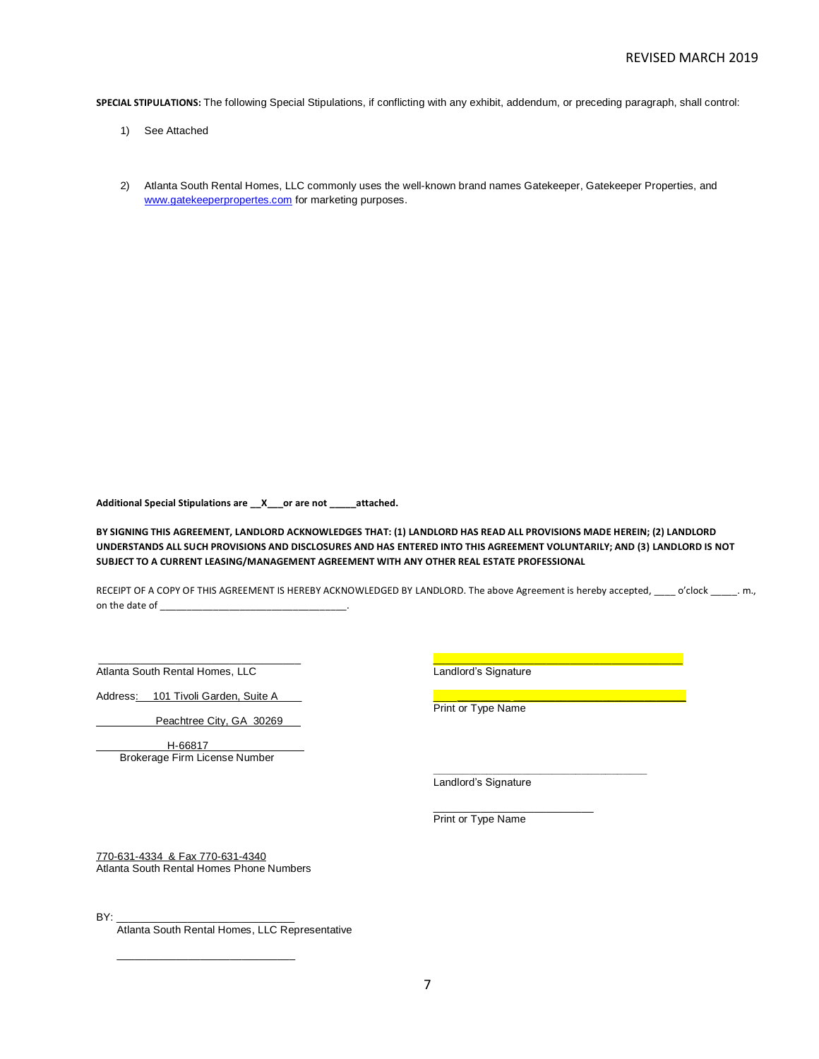**SPECIAL STIPULATIONS:** The following Special Stipulations, if conflicting with any exhibit, addendum, or preceding paragraph, shall control:

1) See Attached

2) Atlanta South Rental Homes, LLC commonly uses the well-known brand names Gatekeeper, Gatekeeper Properties, and www.gatekeeperpropertes.com for marketing purposes.

**Additional Special Stipulations are __X___or are not _____attached.**

**BY SIGNING THIS AGREEMENT, LANDLORD ACKNOWLEDGES THAT: (1) LANDLORD HAS READ ALL PROVISIONS MADE HEREIN; (2) LANDLORD UNDERSTANDS ALL SUCH PROVISIONS AND DISCLOSURES AND HAS ENTERED INTO THIS AGREEMENT VOLUNTARILY; AND (3) LANDLORD IS NOT SUBJECT TO A CURRENT LEASING/MANAGEMENT AGREEMENT WITH ANY OTHER REAL ESTATE PROFESSIONAL**

RECEIPT OF A COPY OF THIS AGREEMENT IS HEREBY ACKNOWLEDGED BY LANDLORD. The above Agreement is hereby accepted, ____ o'clock _____. m., on the date of ___________________________________.

___________________________________
Atlanta South Rental Homes, LLC

Address: 101 Tivoli Garden, Suite A

Peachtree City, GA 30269

H-66817
Brokerage Firm License Number

___________________________________
Landlord's Signature

___________________________________
Print or Type Name

___________________________________
Landlord's Signature

___________________________________
Print or Type Name

770-631-4334 & Fax 770-631-4340
Atlanta South Rental Homes Phone Numbers

BY: ______________________________
Atlanta South Rental Homes, LLC Representative

______________________________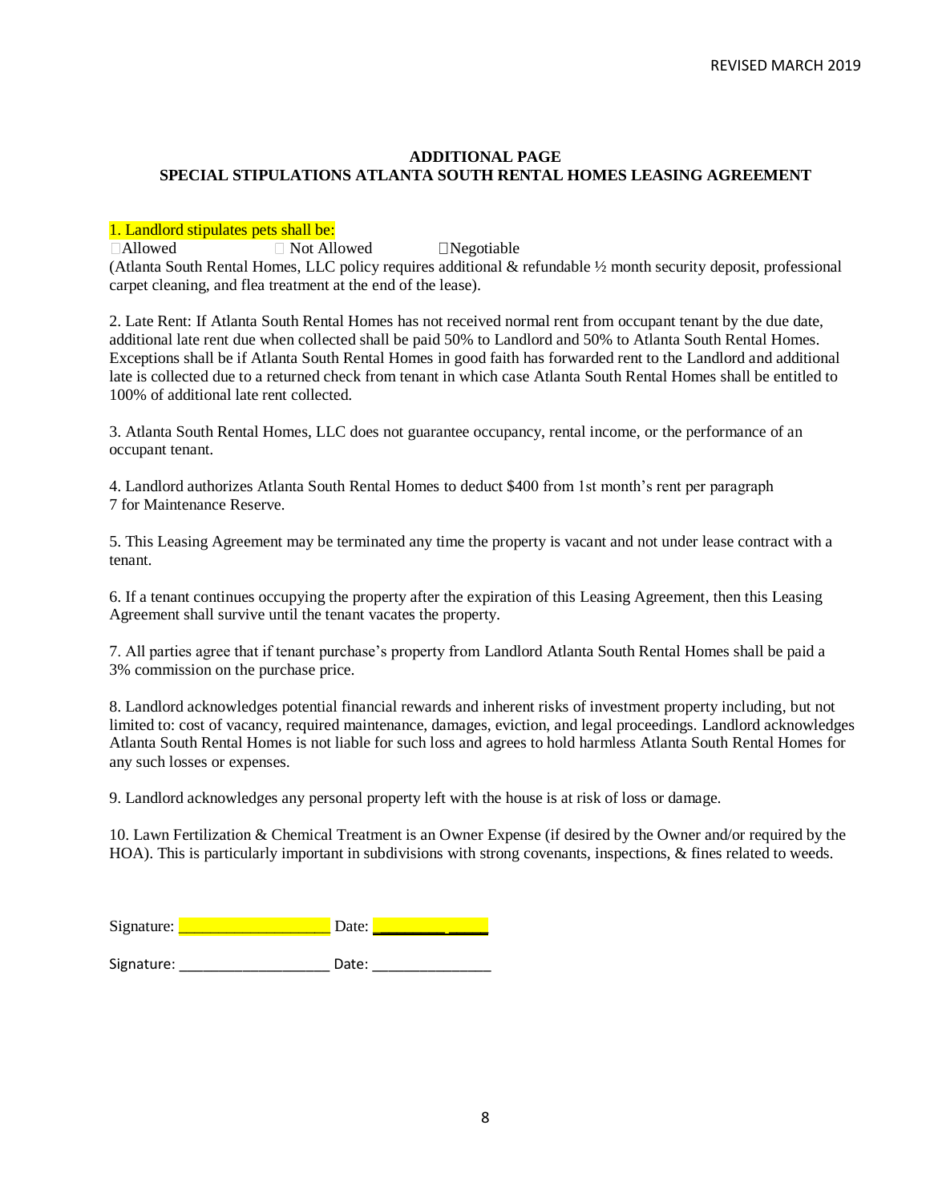**ADDITIONAL PAGE**
**SPECIAL STIPULATIONS ATLANTA SOUTH RENTAL HOMES LEASING AGREEMENT**

1. Landlord stipulates pets shall be:
☐Allowed ☐ Not Allowed ☐Negotiable
(Atlanta South Rental Homes, LLC policy requires additional & refundable ½ month security deposit, professional carpet cleaning, and flea treatment at the end of the lease).

2. Late Rent: If Atlanta South Rental Homes has not received normal rent from occupant tenant by the due date, additional late rent due when collected shall be paid 50% to Landlord and 50% to Atlanta South Rental Homes. Exceptions shall be if Atlanta South Rental Homes in good faith has forwarded rent to the Landlord and additional late is collected due to a returned check from tenant in which case Atlanta South Rental Homes shall be entitled to 100% of additional late rent collected.

3. Atlanta South Rental Homes, LLC does not guarantee occupancy, rental income, or the performance of an occupant tenant.

4. Landlord authorizes Atlanta South Rental Homes to deduct $400 from 1st month's rent per paragraph 7 for Maintenance Reserve.

5. This Leasing Agreement may be terminated any time the property is vacant and not under lease contract with a tenant.

6. If a tenant continues occupying the property after the expiration of this Leasing Agreement, then this Leasing Agreement shall survive until the tenant vacates the property.

7. All parties agree that if tenant purchase's property from Landlord Atlanta South Rental Homes shall be paid a 3% commission on the purchase price.

8. Landlord acknowledges potential financial rewards and inherent risks of investment property including, but not limited to: cost of vacancy, required maintenance, damages, eviction, and legal proceedings. Landlord acknowledges Atlanta South Rental Homes is not liable for such loss and agrees to hold harmless Atlanta South Rental Homes for any such losses or expenses.

9. Landlord acknowledges any personal property left with the house is at risk of loss or damage.

10. Lawn Fertilization & Chemical Treatment is an Owner Expense (if desired by the Owner and/or required by the HOA). This is particularly important in subdivisions with strong covenants, inspections, & fines related to weeds.

Signature: ___________________ Date: _______________

Signature: ___________________ Date: _______________